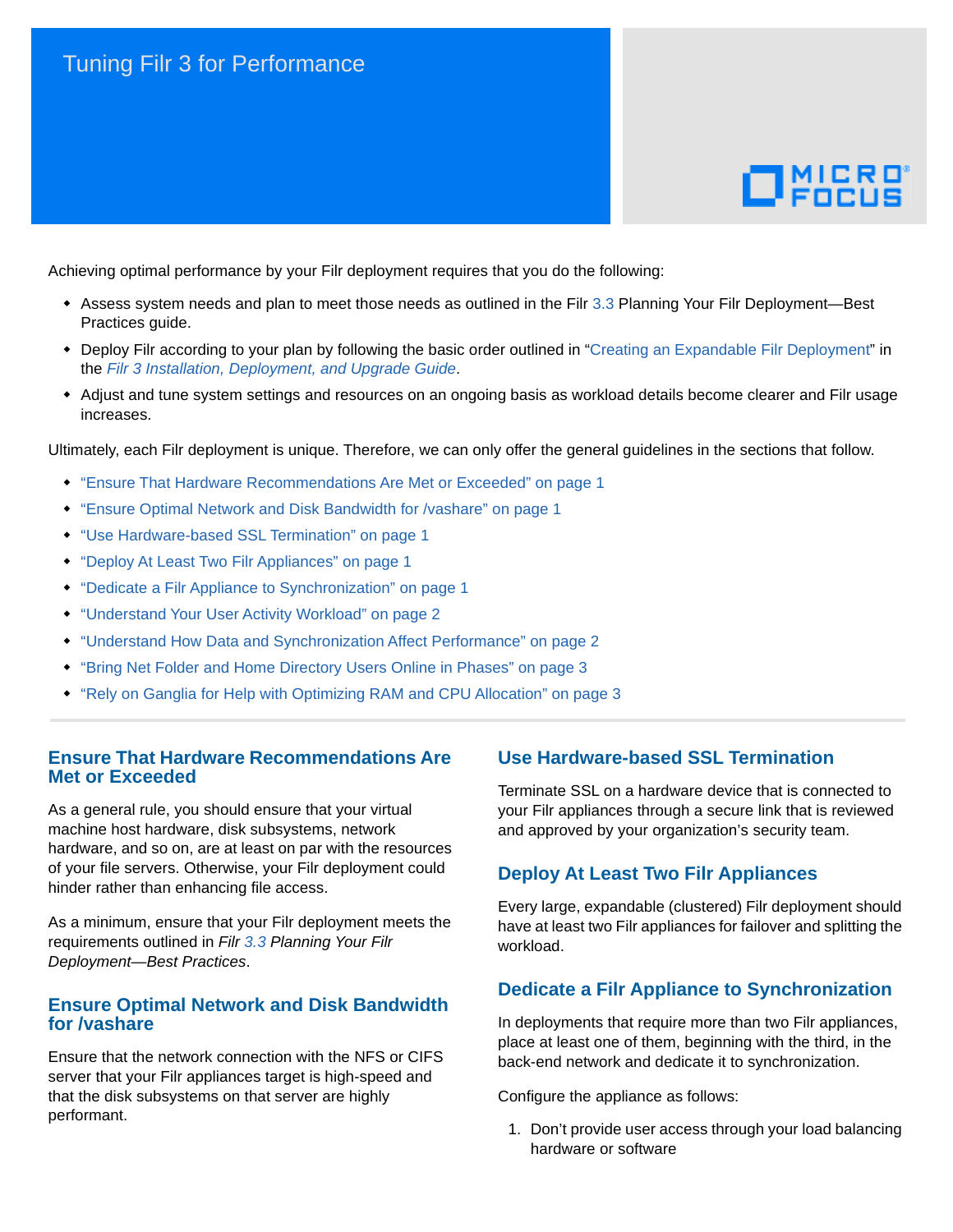# Tuning Filr 3 for Performance

Achieving optimal performance by your Filr deployment requires that you do the following:

- Assess system needs and plan to meet those needs as outlined in the Filr 3.3 Planning Your Filr Deployment—Best Practices guide.
- Deploy Filr according to your plan by following the basic order outlined in "Creating an Expandable Filr Deployment" in the *Filr 3 Installation, Deployment, and Upgrade Guide*.
- Adjust and tune system settings and resources on an ongoing basis as workload details become clearer and Filr usage increases.

Ultimately, each Filr deployment is unique. Therefore, we can only offer the general guidelines in the sections that follow.

- "Ensure That Hardware Recommendations Are Met or Exceeded" on page 1
- "Ensure Optimal Network and Disk Bandwidth for /vashare" on page 1
- "Use Hardware-based SSL Termination" on page 1
- "Deploy At Least Two Filr Appliances" on page 1
- "Dedicate a Filr Appliance to Synchronization" on page 1
- "Understand Your User Activity Workload" on page 2
- "Understand How Data and Synchronization Affect Performance" on page 2
- "Bring Net Folder and Home Directory Users Online in Phases" on page 3
- "Rely on Ganglia for Help with Optimizing RAM and CPU Allocation" on page 3

## Ensure That Hardware Recommendations Are Met or Exceeded

As a general rule, you should ensure that your virtual machine host hardware, disk subsystems, network hardware, and so on, are at least on par with the resources of your file servers. Otherwise, your Filr deployment could hinder rather than enhancing file access.

As a minimum, ensure that your Filr deployment meets the requirements outlined in *Filr 3.3 Planning Your Filr Deployment—Best Practices*.

## Ensure Optimal Network and Disk Bandwidth for /vashare

Ensure that the network connection with the NFS or CIFS server that your Filr appliances target is high-speed and that the disk subsystems on that server are highly performant.

## Use Hardware-based SSL Termination

Terminate SSL on a hardware device that is connected to your Filr appliances through a secure link that is reviewed and approved by your organization's security team.

## Deploy At Least Two Filr Appliances

Every large, expandable (clustered) Filr deployment should have at least two Filr appliances for failover and splitting the workload.

## Dedicate a Filr Appliance to Synchronization

In deployments that require more than two Filr appliances, place at least one of them, beginning with the third, in the back-end network and dedicate it to synchronization.

Configure the appliance as follows:

1. Don't provide user access through your load balancing hardware or software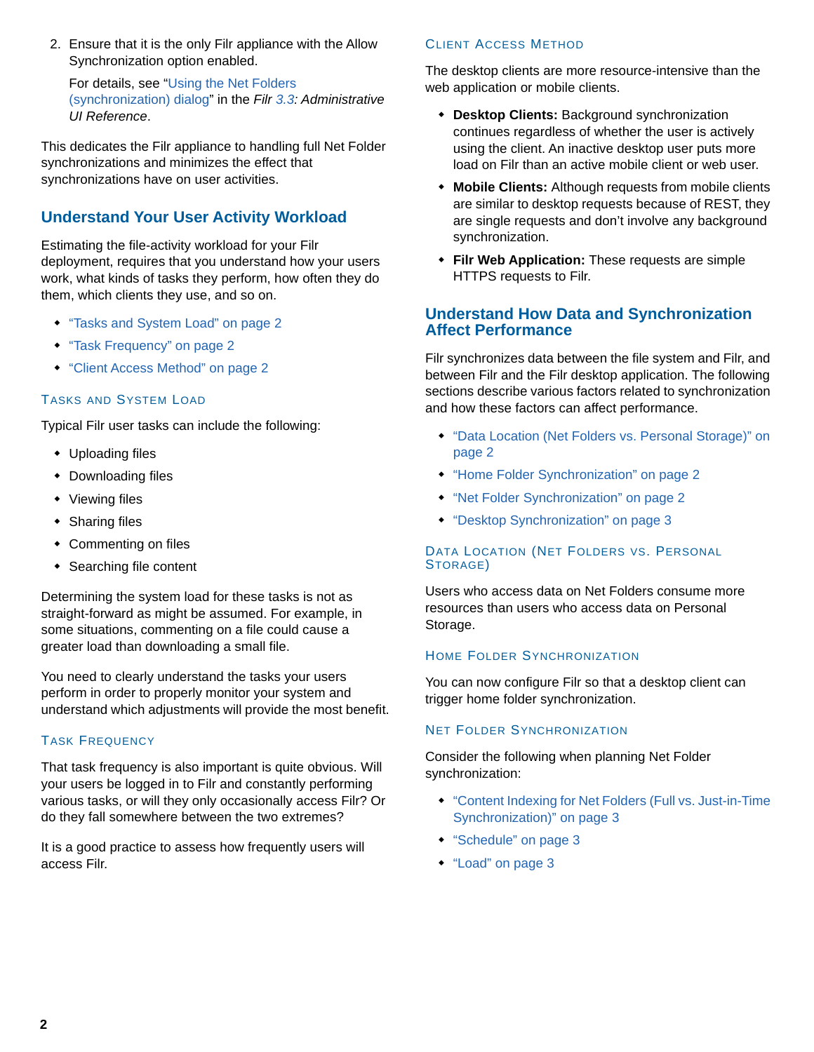2. Ensure that it is the only Filr appliance with the Allow Synchronization option enabled.

   For details, see "Using the Net Folders (synchronization) dialog" in the *Filr 3.3: Administrative UI Reference*.

This dedicates the Filr appliance to handling full Net Folder synchronizations and minimizes the effect that synchronizations have on user activities.

## Understand Your User Activity Workload

Estimating the file-activity workload for your Filr deployment, requires that you understand how your users work, what kinds of tasks they perform, how often they do them, which clients they use, and so on.

- "Tasks and System Load" on page 2
- "Task Frequency" on page 2
- "Client Access Method" on page 2

### Tasks and System Load

Typical Filr user tasks can include the following:

- Uploading files
- Downloading files
- Viewing files
- Sharing files
- Commenting on files
- Searching file content

Determining the system load for these tasks is not as straight-forward as might be assumed. For example, in some situations, commenting on a file could cause a greater load than downloading a small file.

You need to clearly understand the tasks your users perform in order to properly monitor your system and understand which adjustments will provide the most benefit.

### Task Frequency

That task frequency is also important is quite obvious. Will your users be logged in to Filr and constantly performing various tasks, or will they only occasionally access Filr? Or do they fall somewhere between the two extremes?

It is a good practice to assess how frequently users will access Filr.

### Client Access Method

The desktop clients are more resource-intensive than the web application or mobile clients.

- **Desktop Clients:** Background synchronization continues regardless of whether the user is actively using the client. An inactive desktop user puts more load on Filr than an active mobile client or web user.
- **Mobile Clients:** Although requests from mobile clients are similar to desktop requests because of REST, they are single requests and don't involve any background synchronization.
- **Filr Web Application:** These requests are simple HTTPS requests to Filr.

## Understand How Data and Synchronization Affect Performance

Filr synchronizes data between the file system and Filr, and between Filr and the Filr desktop application. The following sections describe various factors related to synchronization and how these factors can affect performance.

- "Data Location (Net Folders vs. Personal Storage)" on page 2
- "Home Folder Synchronization" on page 2
- "Net Folder Synchronization" on page 2
- "Desktop Synchronization" on page 3

### Data Location (Net Folders vs. Personal Storage)

Users who access data on Net Folders consume more resources than users who access data on Personal Storage.

### Home Folder Synchronization

You can now configure Filr so that a desktop client can trigger home folder synchronization.

### Net Folder Synchronization

Consider the following when planning Net Folder synchronization:

- "Content Indexing for Net Folders (Full vs. Just-in-Time Synchronization)" on page 3
- "Schedule" on page 3
- "Load" on page 3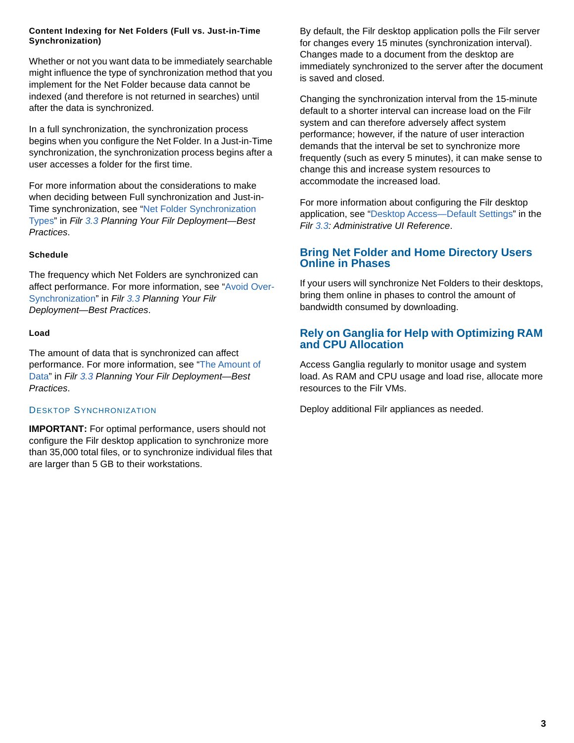#### Content Indexing for Net Folders (Full vs. Just-in-Time Synchronization)

Whether or not you want data to be immediately searchable might influence the type of synchronization method that you implement for the Net Folder because data cannot be indexed (and therefore is not returned in searches) until after the data is synchronized.

In a full synchronization, the synchronization process begins when you configure the Net Folder. In a Just-in-Time synchronization, the synchronization process begins after a user accesses a folder for the first time.

For more information about the considerations to make when deciding between Full synchronization and Just-in-Time synchronization, see "Net Folder Synchronization Types" in *Filr 3.3 Planning Your Filr Deployment—Best Practices*.

#### Schedule

The frequency which Net Folders are synchronized can affect performance. For more information, see "Avoid Over-Synchronization" in *Filr 3.3 Planning Your Filr Deployment—Best Practices*.

#### Load

The amount of data that is synchronized can affect performance. For more information, see "The Amount of Data" in *Filr 3.3 Planning Your Filr Deployment—Best Practices*.

### Desktop Synchronization

**IMPORTANT:** For optimal performance, users should not configure the Filr desktop application to synchronize more than 35,000 total files, or to synchronize individual files that are larger than 5 GB to their workstations.

By default, the Filr desktop application polls the Filr server for changes every 15 minutes (synchronization interval). Changes made to a document from the desktop are immediately synchronized to the server after the document is saved and closed.

Changing the synchronization interval from the 15-minute default to a shorter interval can increase load on the Filr system and can therefore adversely affect system performance; however, if the nature of user interaction demands that the interval be set to synchronize more frequently (such as every 5 minutes), it can make sense to change this and increase system resources to accommodate the increased load.

For more information about configuring the Filr desktop application, see "Desktop Access—Default Settings" in the *Filr 3.3: Administrative UI Reference*.

## Bring Net Folder and Home Directory Users Online in Phases

If your users will synchronize Net Folders to their desktops, bring them online in phases to control the amount of bandwidth consumed by downloading.

## Rely on Ganglia for Help with Optimizing RAM and CPU Allocation

Access Ganglia regularly to monitor usage and system load. As RAM and CPU usage and load rise, allocate more resources to the Filr VMs.

Deploy additional Filr appliances as needed.